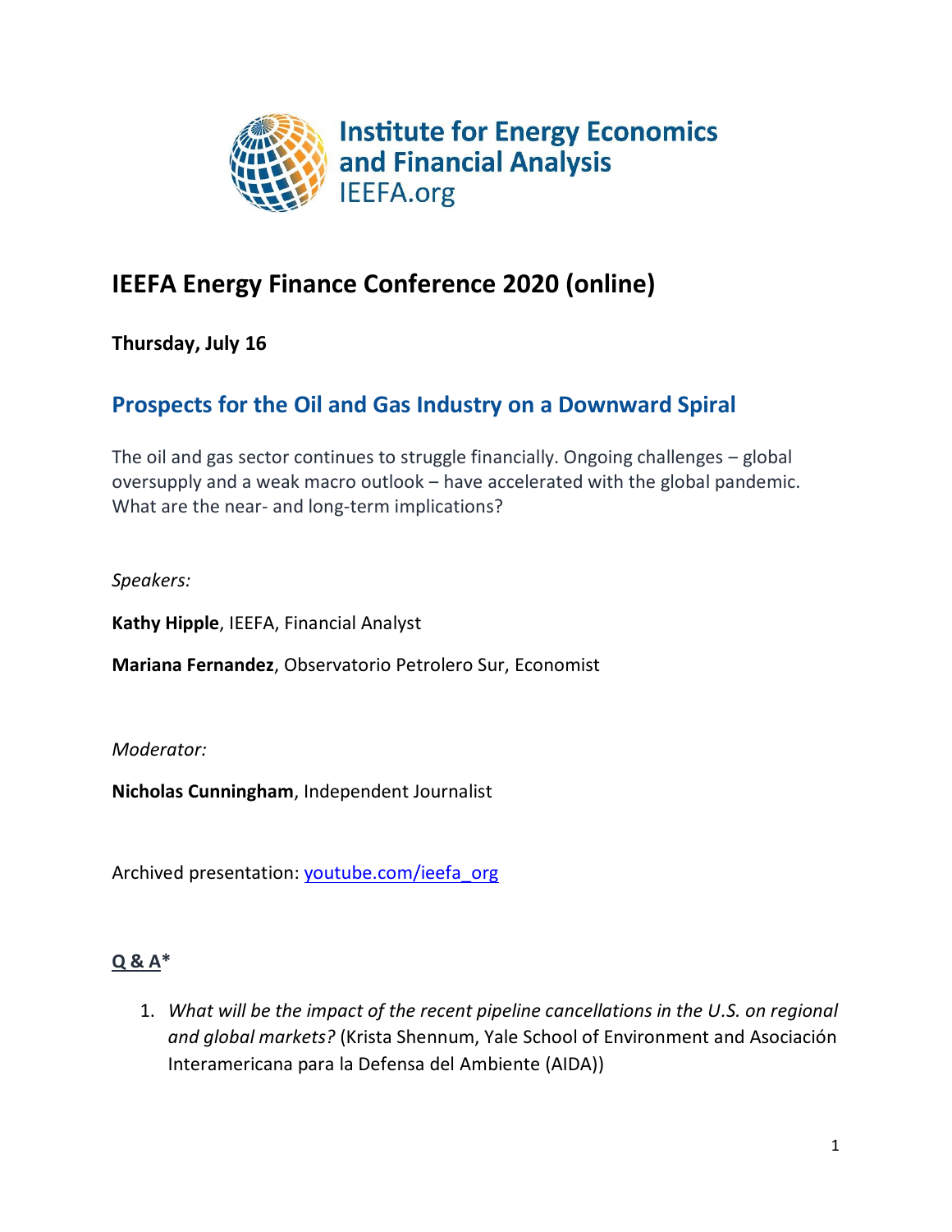Institute for Energy Economics and Financial Analysis
IEEFA.org

# IEEFA Energy Finance Conference 2020 (online)

**Thursday, July 16**

## Prospects for the Oil and Gas Industry on a Downward Spiral

The oil and gas sector continues to struggle financially. Ongoing challenges – global oversupply and a weak macro outlook – have accelerated with the global pandemic. What are the near- and long-term implications?

*Speakers:*

**Kathy Hipple**, IEEFA, Financial Analyst

**Mariana Fernandez**, Observatorio Petrolero Sur, Economist

*Moderator:*

**Nicholas Cunningham**, Independent Journalist

Archived presentation: [youtube.com/ieefa_org](https://youtube.com/ieefa_org)

### Q & A*

1. *What will be the impact of the recent pipeline cancellations in the U.S. on regional and global markets?* (Krista Shennum, Yale School of Environment and Asociación Interamericana para la Defensa del Ambiente (AIDA))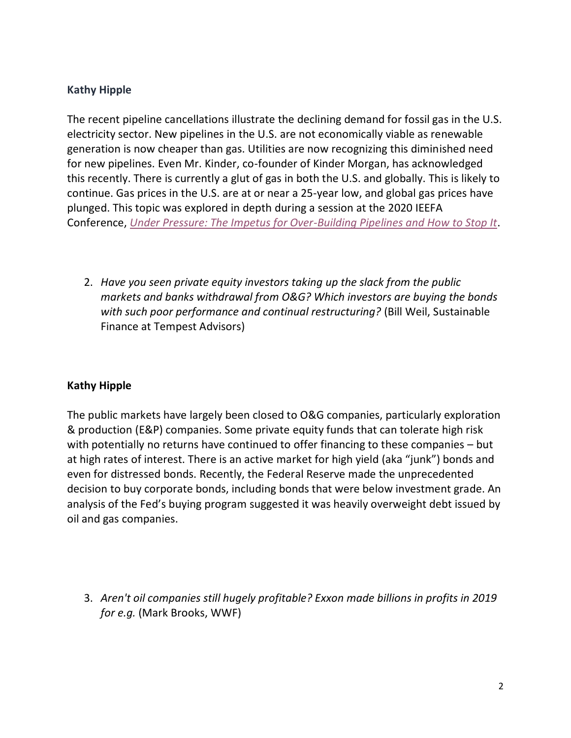**Kathy Hipple**

The recent pipeline cancellations illustrate the declining demand for fossil gas in the U.S. electricity sector. New pipelines in the U.S. are not economically viable as renewable generation is now cheaper than gas. Utilities are now recognizing this diminished need for new pipelines. Even Mr. Kinder, co-founder of Kinder Morgan, has acknowledged this recently. There is currently a glut of gas in both the U.S. and globally. This is likely to continue. Gas prices in the U.S. are at or near a 25-year low, and global gas prices have plunged. This topic was explored in depth during a session at the 2020 IEEFA Conference, *Under Pressure: The Impetus for Over-Building Pipelines and How to Stop It*.

2. *Have you seen private equity investors taking up the slack from the public markets and banks withdrawal from O&G? Which investors are buying the bonds with such poor performance and continual restructuring?* (Bill Weil, Sustainable Finance at Tempest Advisors)

**Kathy Hipple**

The public markets have largely been closed to O&G companies, particularly exploration & production (E&P) companies. Some private equity funds that can tolerate high risk with potentially no returns have continued to offer financing to these companies – but at high rates of interest. There is an active market for high yield (aka "junk") bonds and even for distressed bonds. Recently, the Federal Reserve made the unprecedented decision to buy corporate bonds, including bonds that were below investment grade. An analysis of the Fed's buying program suggested it was heavily overweight debt issued by oil and gas companies.

3. *Aren't oil companies still hugely profitable? Exxon made billions in profits in 2019 for e.g.* (Mark Brooks, WWF)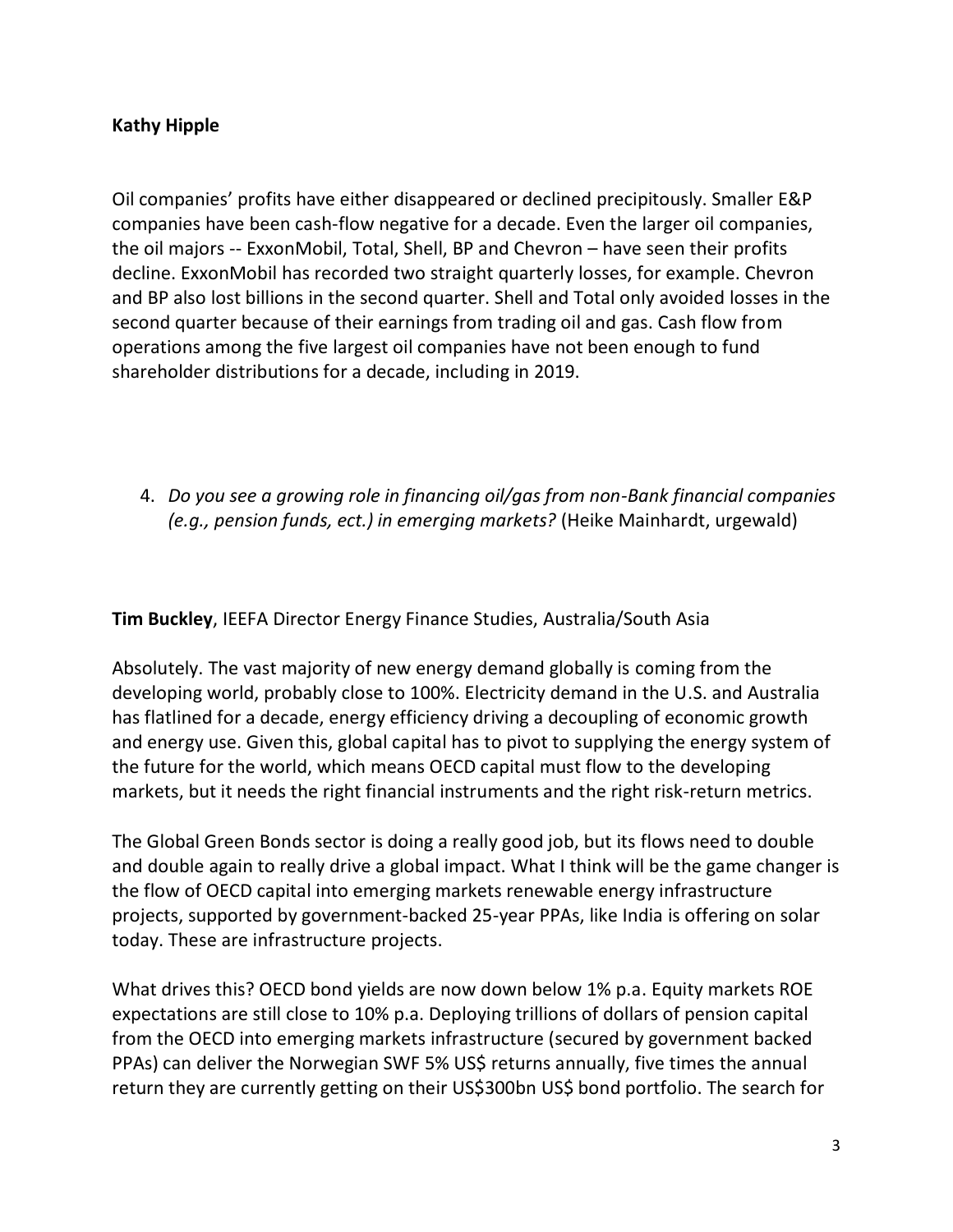**Kathy Hipple**

Oil companies' profits have either disappeared or declined precipitously. Smaller E&P companies have been cash-flow negative for a decade. Even the larger oil companies, the oil majors -- ExxonMobil, Total, Shell, BP and Chevron – have seen their profits decline. ExxonMobil has recorded two straight quarterly losses, for example. Chevron and BP also lost billions in the second quarter. Shell and Total only avoided losses in the second quarter because of their earnings from trading oil and gas. Cash flow from operations among the five largest oil companies have not been enough to fund shareholder distributions for a decade, including in 2019.

4. *Do you see a growing role in financing oil/gas from non-Bank financial companies (e.g., pension funds, ect.) in emerging markets?* (Heike Mainhardt, urgewald)

**Tim Buckley**, IEEFA Director Energy Finance Studies, Australia/South Asia

Absolutely. The vast majority of new energy demand globally is coming from the developing world, probably close to 100%. Electricity demand in the U.S. and Australia has flatlined for a decade, energy efficiency driving a decoupling of economic growth and energy use. Given this, global capital has to pivot to supplying the energy system of the future for the world, which means OECD capital must flow to the developing markets, but it needs the right financial instruments and the right risk-return metrics.

The Global Green Bonds sector is doing a really good job, but its flows need to double and double again to really drive a global impact. What I think will be the game changer is the flow of OECD capital into emerging markets renewable energy infrastructure projects, supported by government-backed 25-year PPAs, like India is offering on solar today. These are infrastructure projects.

What drives this? OECD bond yields are now down below 1% p.a. Equity markets ROE expectations are still close to 10% p.a. Deploying trillions of dollars of pension capital from the OECD into emerging markets infrastructure (secured by government backed PPAs) can deliver the Norwegian SWF 5% US$ returns annually, five times the annual return they are currently getting on their US$300bn US$ bond portfolio. The search for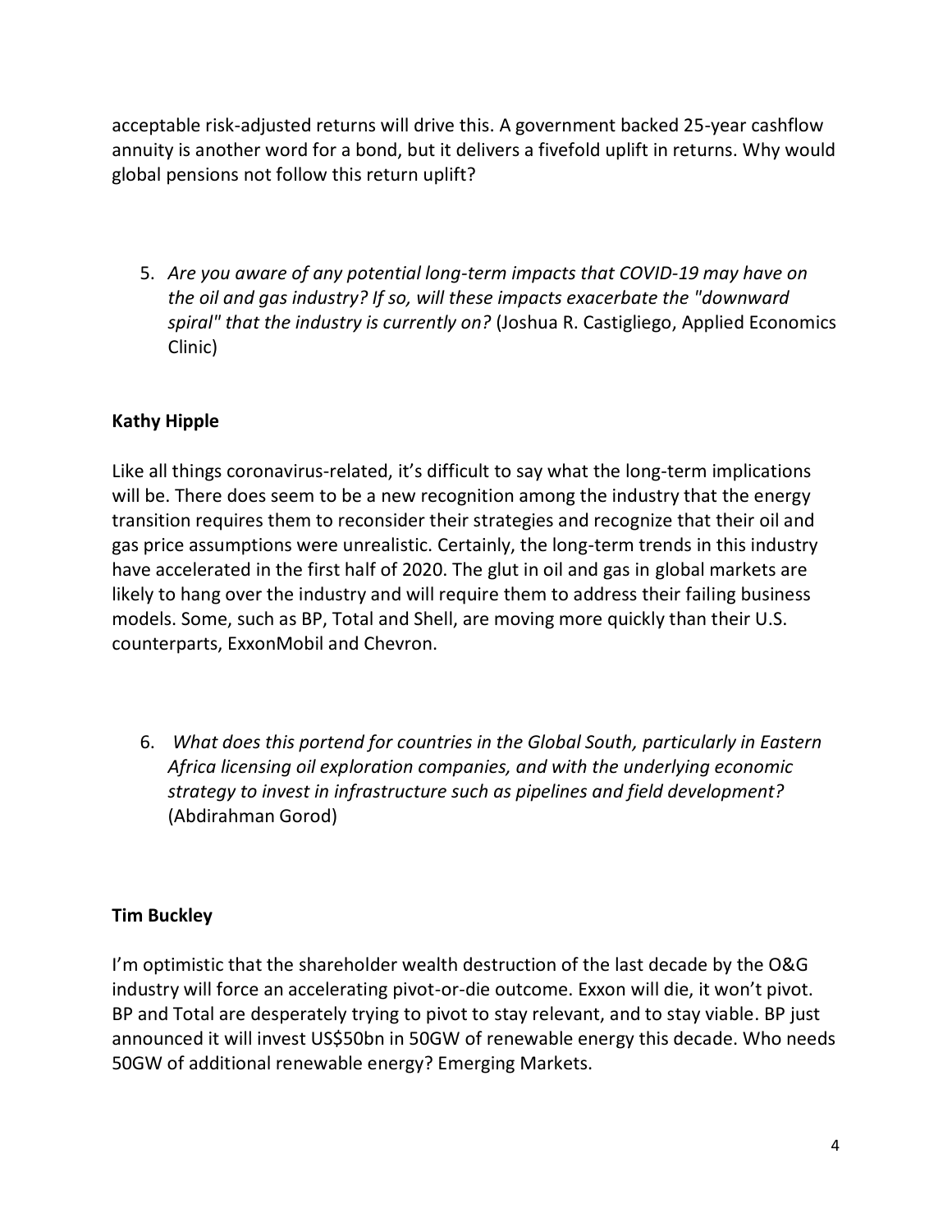acceptable risk-adjusted returns will drive this. A government backed 25-year cashflow annuity is another word for a bond, but it delivers a fivefold uplift in returns. Why would global pensions not follow this return uplift?

5. *Are you aware of any potential long-term impacts that COVID-19 may have on the oil and gas industry? If so, will these impacts exacerbate the "downward spiral" that the industry is currently on?* (Joshua R. Castigliego, Applied Economics Clinic)

**Kathy Hipple**

Like all things coronavirus-related, it's difficult to say what the long-term implications will be. There does seem to be a new recognition among the industry that the energy transition requires them to reconsider their strategies and recognize that their oil and gas price assumptions were unrealistic. Certainly, the long-term trends in this industry have accelerated in the first half of 2020. The glut in oil and gas in global markets are likely to hang over the industry and will require them to address their failing business models. Some, such as BP, Total and Shell, are moving more quickly than their U.S. counterparts, ExxonMobil and Chevron.

6. *What does this portend for countries in the Global South, particularly in Eastern Africa licensing oil exploration companies, and with the underlying economic strategy to invest in infrastructure such as pipelines and field development?* (Abdirahman Gorod)

**Tim Buckley**

I'm optimistic that the shareholder wealth destruction of the last decade by the O&G industry will force an accelerating pivot-or-die outcome. Exxon will die, it won't pivot. BP and Total are desperately trying to pivot to stay relevant, and to stay viable. BP just announced it will invest US$50bn in 50GW of renewable energy this decade. Who needs 50GW of additional renewable energy? Emerging Markets.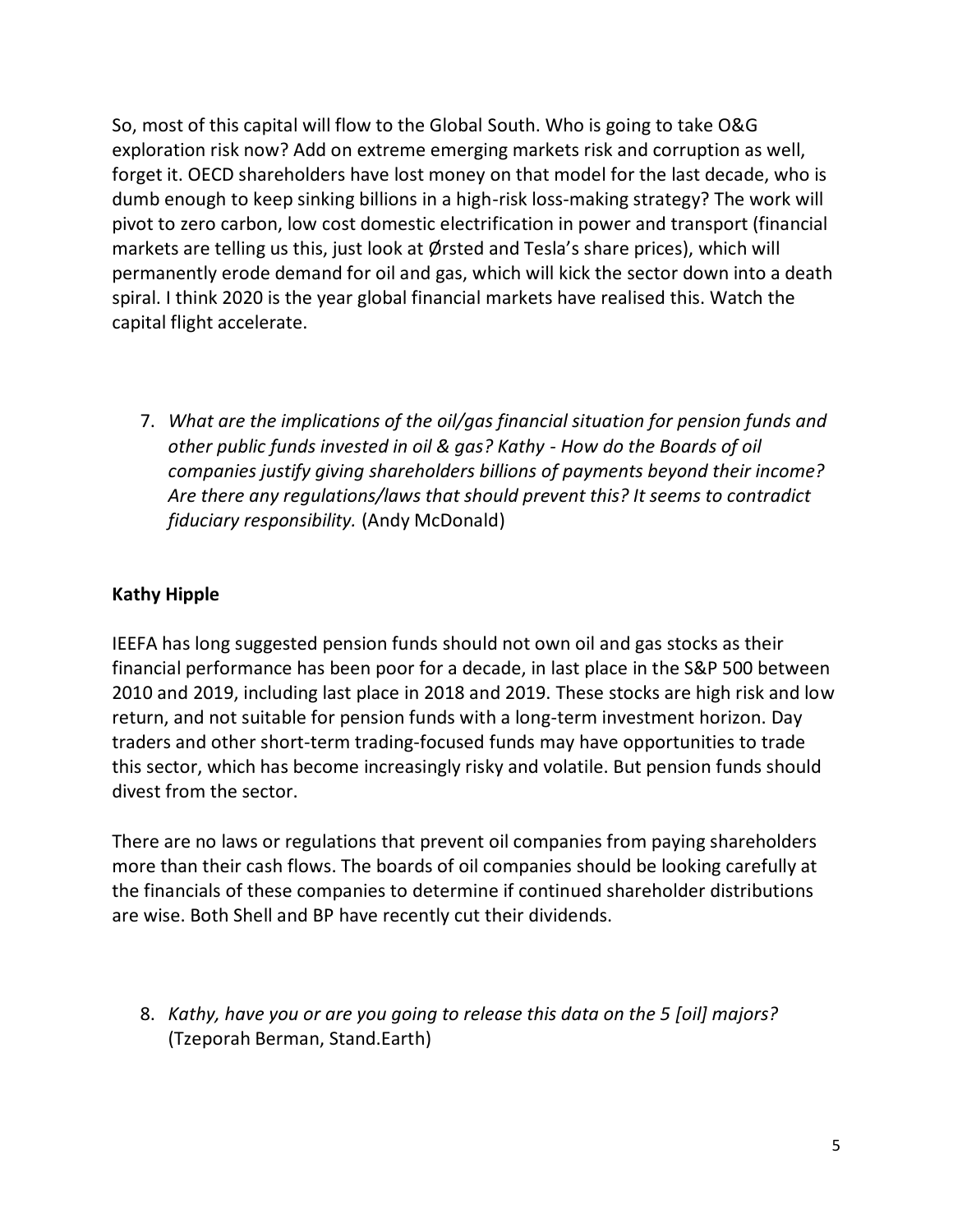So, most of this capital will flow to the Global South. Who is going to take O&G exploration risk now? Add on extreme emerging markets risk and corruption as well, forget it. OECD shareholders have lost money on that model for the last decade, who is dumb enough to keep sinking billions in a high-risk loss-making strategy? The work will pivot to zero carbon, low cost domestic electrification in power and transport (financial markets are telling us this, just look at Ørsted and Tesla's share prices), which will permanently erode demand for oil and gas, which will kick the sector down into a death spiral. I think 2020 is the year global financial markets have realised this. Watch the capital flight accelerate.

7. *What are the implications of the oil/gas financial situation for pension funds and other public funds invested in oil & gas? Kathy - How do the Boards of oil companies justify giving shareholders billions of payments beyond their income? Are there any regulations/laws that should prevent this? It seems to contradict fiduciary responsibility.* (Andy McDonald)

**Kathy Hipple**

IEEFA has long suggested pension funds should not own oil and gas stocks as their financial performance has been poor for a decade, in last place in the S&P 500 between 2010 and 2019, including last place in 2018 and 2019. These stocks are high risk and low return, and not suitable for pension funds with a long-term investment horizon. Day traders and other short-term trading-focused funds may have opportunities to trade this sector, which has become increasingly risky and volatile. But pension funds should divest from the sector.

There are no laws or regulations that prevent oil companies from paying shareholders more than their cash flows. The boards of oil companies should be looking carefully at the financials of these companies to determine if continued shareholder distributions are wise. Both Shell and BP have recently cut their dividends.

8. *Kathy, have you or are you going to release this data on the 5 [oil] majors?* (Tzeporah Berman, Stand.Earth)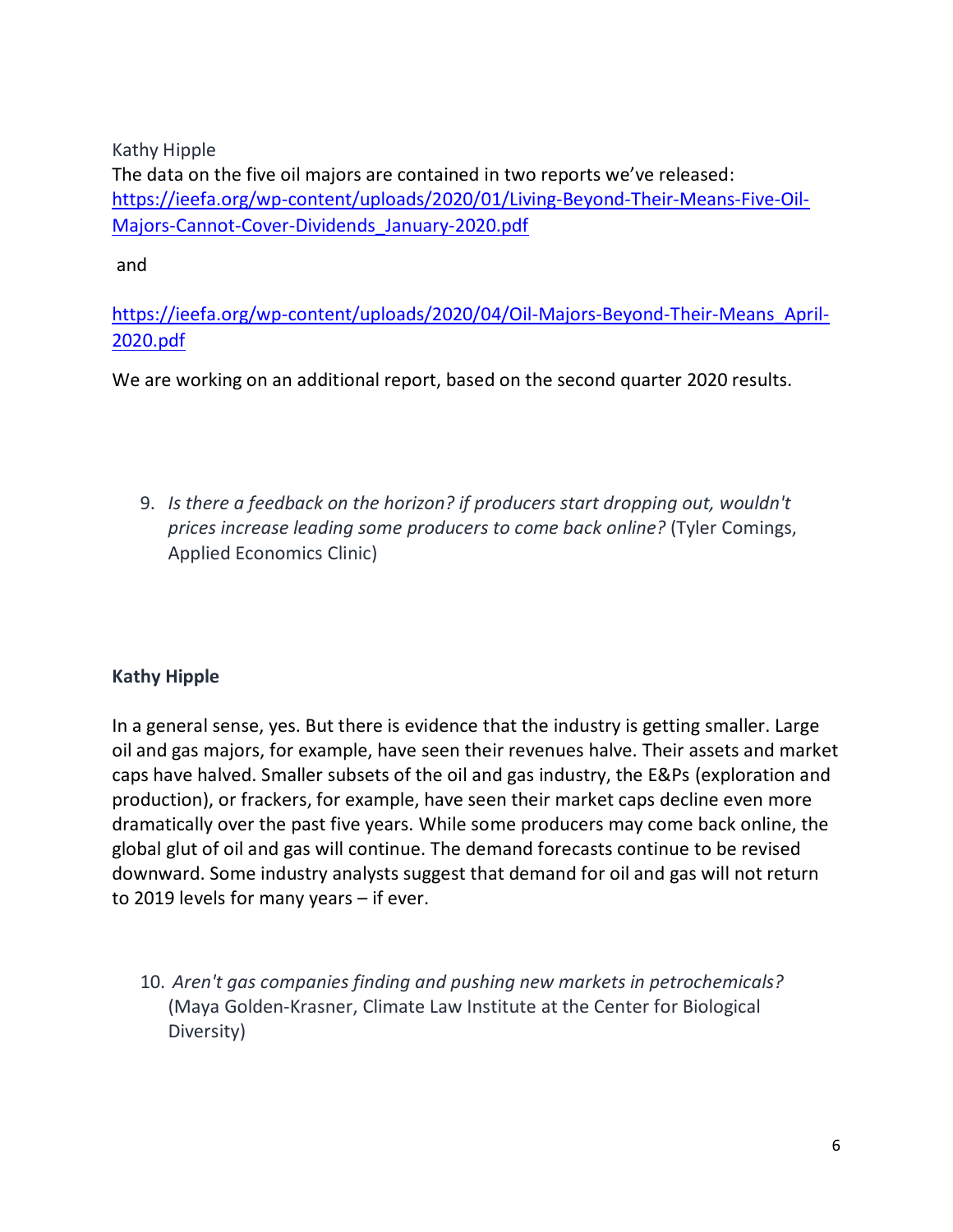Kathy Hipple

The data on the five oil majors are contained in two reports we've released: [https://ieefa.org/wp-content/uploads/2020/01/Living-Beyond-Their-Means-Five-Oil-Majors-Cannot-Cover-Dividends_January-2020.pdf](https://ieefa.org/wp-content/uploads/2020/01/Living-Beyond-Their-Means-Five-Oil-Majors-Cannot-Cover-Dividends_January-2020.pdf)

and

[https://ieefa.org/wp-content/uploads/2020/04/Oil-Majors-Beyond-Their-Means_April-2020.pdf](https://ieefa.org/wp-content/uploads/2020/04/Oil-Majors-Beyond-Their-Means_April-2020.pdf)

We are working on an additional report, based on the second quarter 2020 results.

9. *Is there a feedback on the horizon? if producers start dropping out, wouldn't prices increase leading some producers to come back online?* (Tyler Comings, Applied Economics Clinic)

**Kathy Hipple**

In a general sense, yes. But there is evidence that the industry is getting smaller. Large oil and gas majors, for example, have seen their revenues halve. Their assets and market caps have halved. Smaller subsets of the oil and gas industry, the E&Ps (exploration and production), or frackers, for example, have seen their market caps decline even more dramatically over the past five years. While some producers may come back online, the global glut of oil and gas will continue. The demand forecasts continue to be revised downward. Some industry analysts suggest that demand for oil and gas will not return to 2019 levels for many years – if ever.

10. *Aren't gas companies finding and pushing new markets in petrochemicals?* (Maya Golden-Krasner, Climate Law Institute at the Center for Biological Diversity)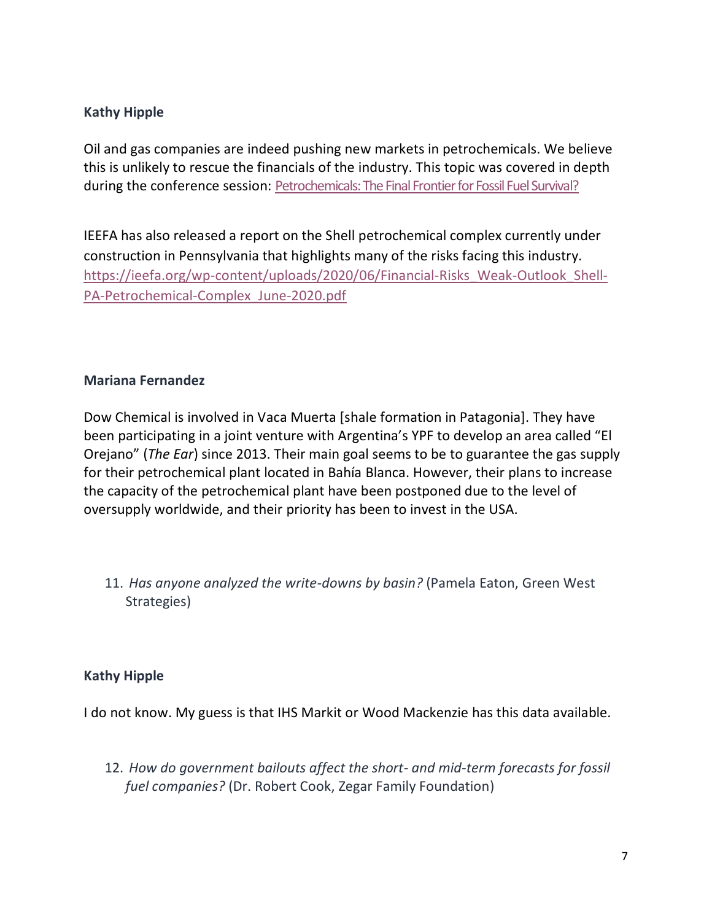**Kathy Hipple**

Oil and gas companies are indeed pushing new markets in petrochemicals. We believe this is unlikely to rescue the financials of the industry. This topic was covered in depth during the conference session: Petrochemicals: The Final Frontier for Fossil Fuel Survival?

IEEFA has also released a report on the Shell petrochemical complex currently under construction in Pennsylvania that highlights many of the risks facing this industry. https://ieefa.org/wp-content/uploads/2020/06/Financial-Risks_Weak-Outlook_Shell-PA-Petrochemical-Complex_June-2020.pdf

**Mariana Fernandez**

Dow Chemical is involved in Vaca Muerta [shale formation in Patagonia]. They have been participating in a joint venture with Argentina's YPF to develop an area called "El Orejano" (*The Ear*) since 2013. Their main goal seems to be to guarantee the gas supply for their petrochemical plant located in Bahía Blanca. However, their plans to increase the capacity of the petrochemical plant have been postponed due to the level of oversupply worldwide, and their priority has been to invest in the USA.

11. *Has anyone analyzed the write-downs by basin?* (Pamela Eaton, Green West Strategies)

**Kathy Hipple**

I do not know. My guess is that IHS Markit or Wood Mackenzie has this data available.

12. *How do government bailouts affect the short- and mid-term forecasts for fossil fuel companies?* (Dr. Robert Cook, Zegar Family Foundation)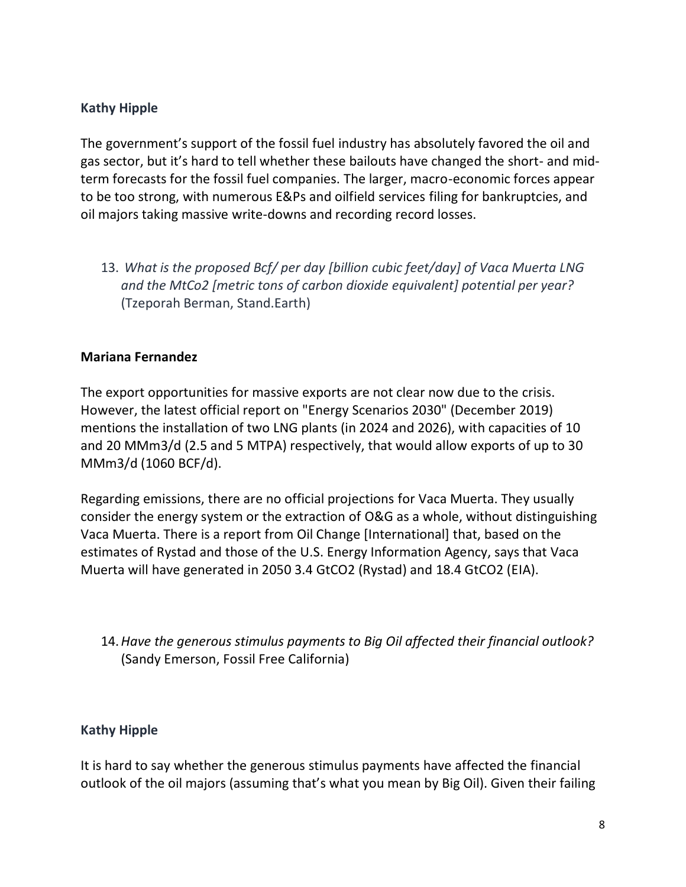**Kathy Hipple**

The government's support of the fossil fuel industry has absolutely favored the oil and gas sector, but it's hard to tell whether these bailouts have changed the short- and mid-term forecasts for the fossil fuel companies. The larger, macro-economic forces appear to be too strong, with numerous E&Ps and oilfield services filing for bankruptcies, and oil majors taking massive write-downs and recording record losses.

13. *What is the proposed Bcf/ per day [billion cubic feet/day] of Vaca Muerta LNG and the MtCo2 [metric tons of carbon dioxide equivalent] potential per year?* (Tzeporah Berman, Stand.Earth)

**Mariana Fernandez**

The export opportunities for massive exports are not clear now due to the crisis. However, the latest official report on "Energy Scenarios 2030" (December 2019) mentions the installation of two LNG plants (in 2024 and 2026), with capacities of 10 and 20 MMm3/d (2.5 and 5 MTPA) respectively, that would allow exports of up to 30 MMm3/d (1060 BCF/d).

Regarding emissions, there are no official projections for Vaca Muerta. They usually consider the energy system or the extraction of O&G as a whole, without distinguishing Vaca Muerta. There is a report from Oil Change [International] that, based on the estimates of Rystad and those of the U.S. Energy Information Agency, says that Vaca Muerta will have generated in 2050 3.4 GtCO2 (Rystad) and 18.4 GtCO2 (EIA).

14. *Have the generous stimulus payments to Big Oil affected their financial outlook?* (Sandy Emerson, Fossil Free California)

**Kathy Hipple**

It is hard to say whether the generous stimulus payments have affected the financial outlook of the oil majors (assuming that's what you mean by Big Oil). Given their failing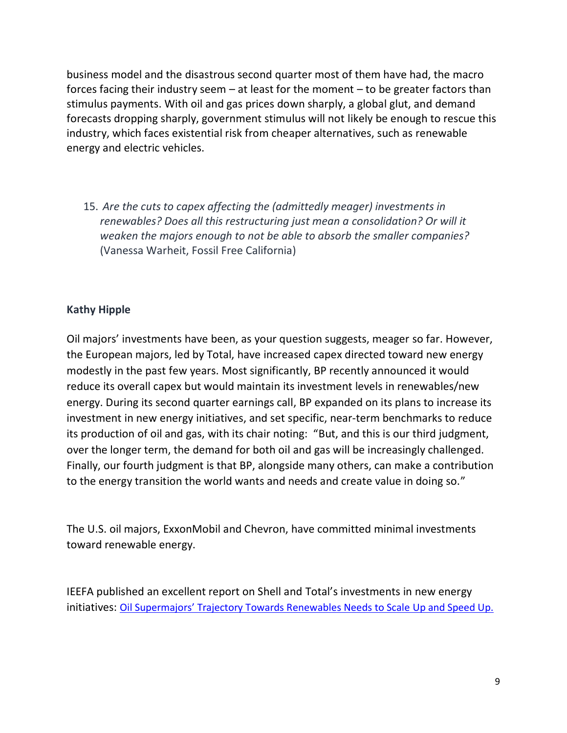business model and the disastrous second quarter most of them have had, the macro forces facing their industry seem – at least for the moment – to be greater factors than stimulus payments. With oil and gas prices down sharply, a global glut, and demand forecasts dropping sharply, government stimulus will not likely be enough to rescue this industry, which faces existential risk from cheaper alternatives, such as renewable energy and electric vehicles.

15. *Are the cuts to capex affecting the (admittedly meager) investments in renewables? Does all this restructuring just mean a consolidation? Or will it weaken the majors enough to not be able to absorb the smaller companies?* (Vanessa Warheit, Fossil Free California)

**Kathy Hipple**

Oil majors' investments have been, as your question suggests, meager so far. However, the European majors, led by Total, have increased capex directed toward new energy modestly in the past few years. Most significantly, BP recently announced it would reduce its overall capex but would maintain its investment levels in renewables/new energy. During its second quarter earnings call, BP expanded on its plans to increase its investment in new energy initiatives, and set specific, near-term benchmarks to reduce its production of oil and gas, with its chair noting: "But, and this is our third judgment, over the longer term, the demand for both oil and gas will be increasingly challenged. Finally, our fourth judgment is that BP, alongside many others, can make a contribution to the energy transition the world wants and needs and create value in doing so."

The U.S. oil majors, ExxonMobil and Chevron, have committed minimal investments toward renewable energy.

IEEFA published an excellent report on Shell and Total's investments in new energy initiatives: [Oil Supermajors' Trajectory Towards Renewables Needs to Scale Up and Speed Up.]()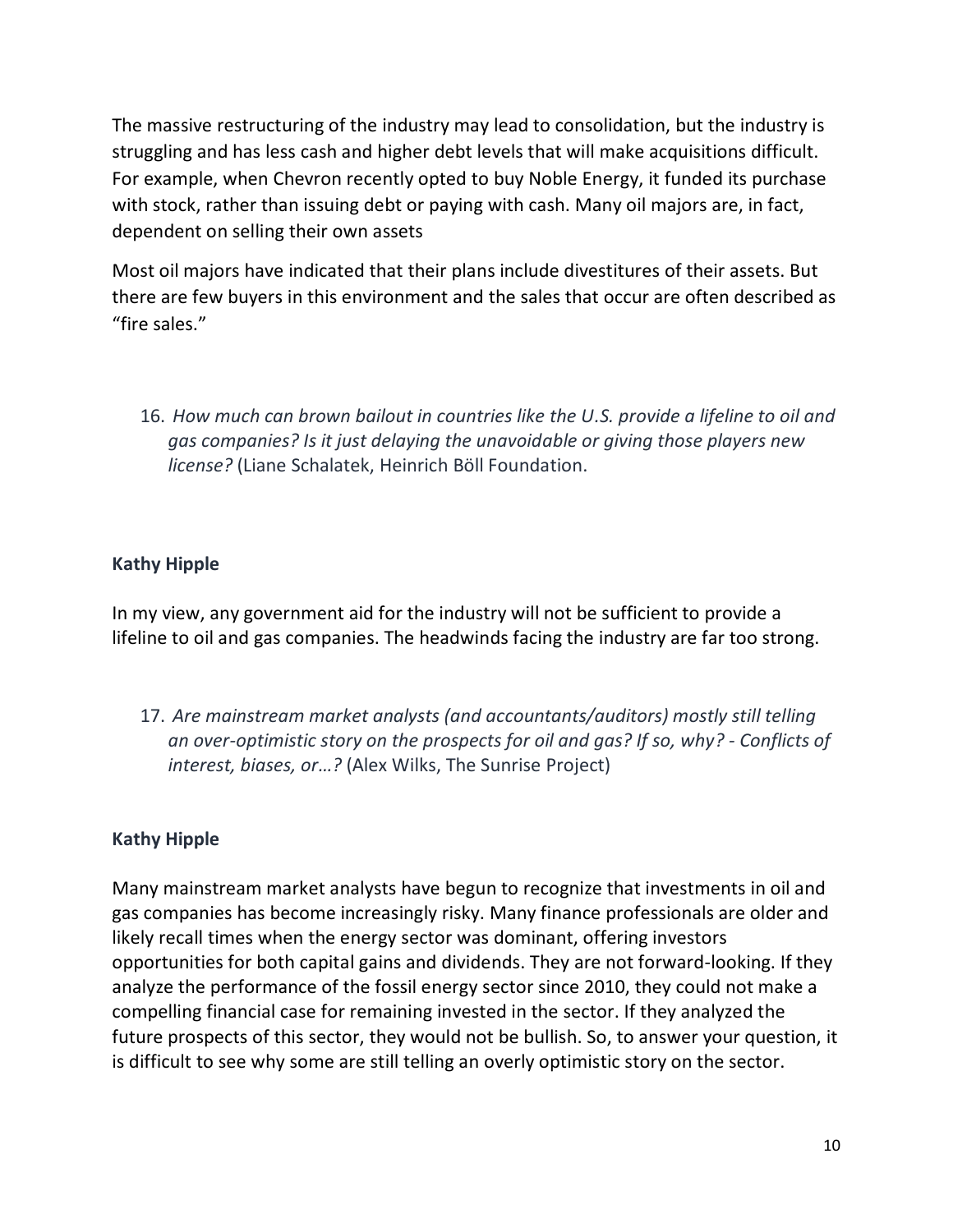The massive restructuring of the industry may lead to consolidation, but the industry is struggling and has less cash and higher debt levels that will make acquisitions difficult. For example, when Chevron recently opted to buy Noble Energy, it funded its purchase with stock, rather than issuing debt or paying with cash. Many oil majors are, in fact, dependent on selling their own assets

Most oil majors have indicated that their plans include divestitures of their assets. But there are few buyers in this environment and the sales that occur are often described as "fire sales."

16. *How much can brown bailout in countries like the U.S. provide a lifeline to oil and gas companies? Is it just delaying the unavoidable or giving those players new license?* (Liane Schalatek, Heinrich Böll Foundation.

**Kathy Hipple**

In my view, any government aid for the industry will not be sufficient to provide a lifeline to oil and gas companies. The headwinds facing the industry are far too strong.

17. *Are mainstream market analysts (and accountants/auditors) mostly still telling an over-optimistic story on the prospects for oil and gas? If so, why? - Conflicts of interest, biases, or…?* (Alex Wilks, The Sunrise Project)

**Kathy Hipple**

Many mainstream market analysts have begun to recognize that investments in oil and gas companies has become increasingly risky. Many finance professionals are older and likely recall times when the energy sector was dominant, offering investors opportunities for both capital gains and dividends. They are not forward-looking. If they analyze the performance of the fossil energy sector since 2010, they could not make a compelling financial case for remaining invested in the sector. If they analyzed the future prospects of this sector, they would not be bullish. So, to answer your question, it is difficult to see why some are still telling an overly optimistic story on the sector.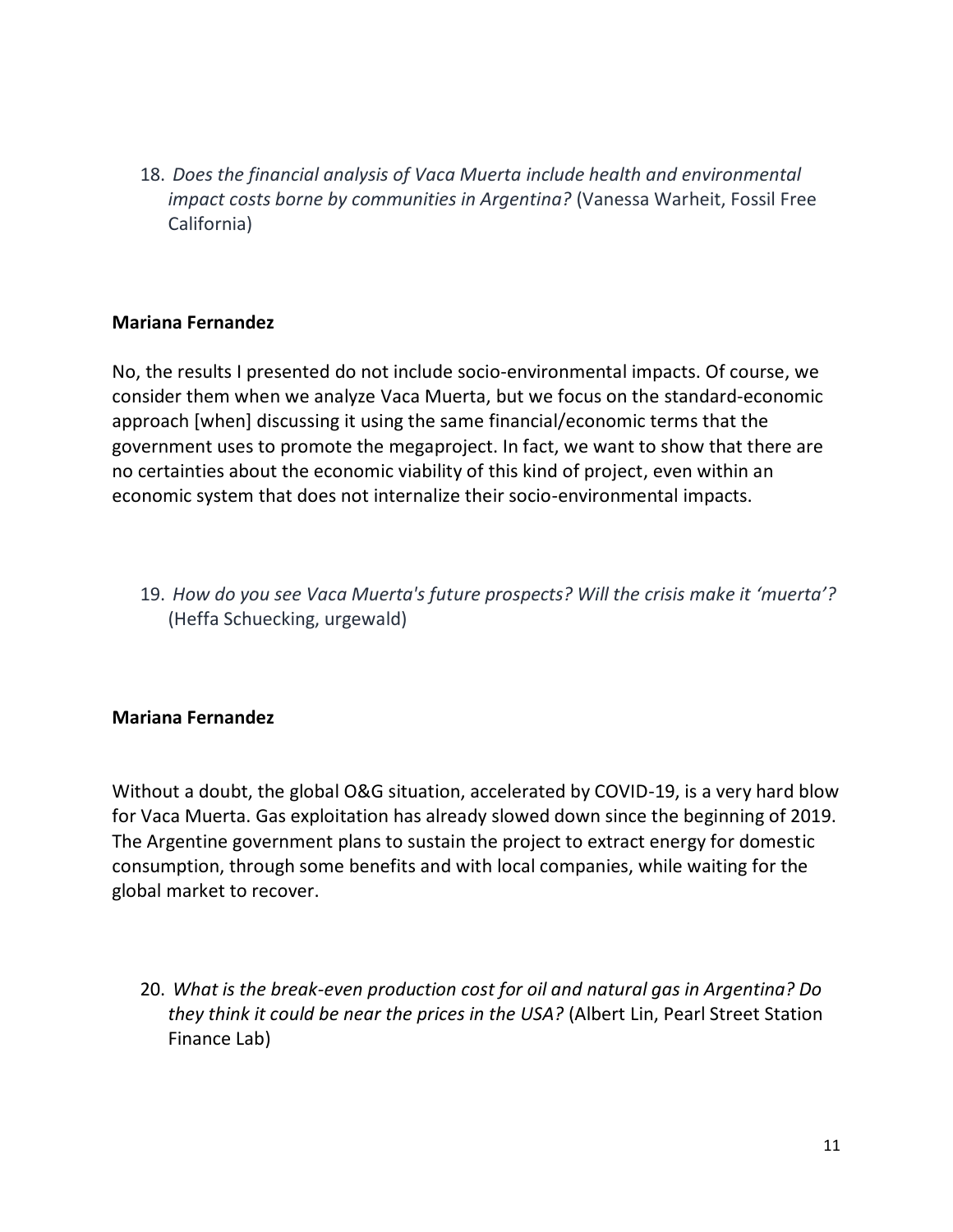18. *Does the financial analysis of Vaca Muerta include health and environmental impact costs borne by communities in Argentina?* (Vanessa Warheit, Fossil Free California)

**Mariana Fernandez**

No, the results I presented do not include socio-environmental impacts. Of course, we consider them when we analyze Vaca Muerta, but we focus on the standard-economic approach [when] discussing it using the same financial/economic terms that the government uses to promote the megaproject. In fact, we want to show that there are no certainties about the economic viability of this kind of project, even within an economic system that does not internalize their socio-environmental impacts.

19. *How do you see Vaca Muerta's future prospects? Will the crisis make it 'muerta'?* (Heffa Schuecking, urgewald)

**Mariana Fernandez**

Without a doubt, the global O&G situation, accelerated by COVID-19, is a very hard blow for Vaca Muerta. Gas exploitation has already slowed down since the beginning of 2019. The Argentine government plans to sustain the project to extract energy for domestic consumption, through some benefits and with local companies, while waiting for the global market to recover.

20. *What is the break-even production cost for oil and natural gas in Argentina? Do they think it could be near the prices in the USA?* (Albert Lin, Pearl Street Station Finance Lab)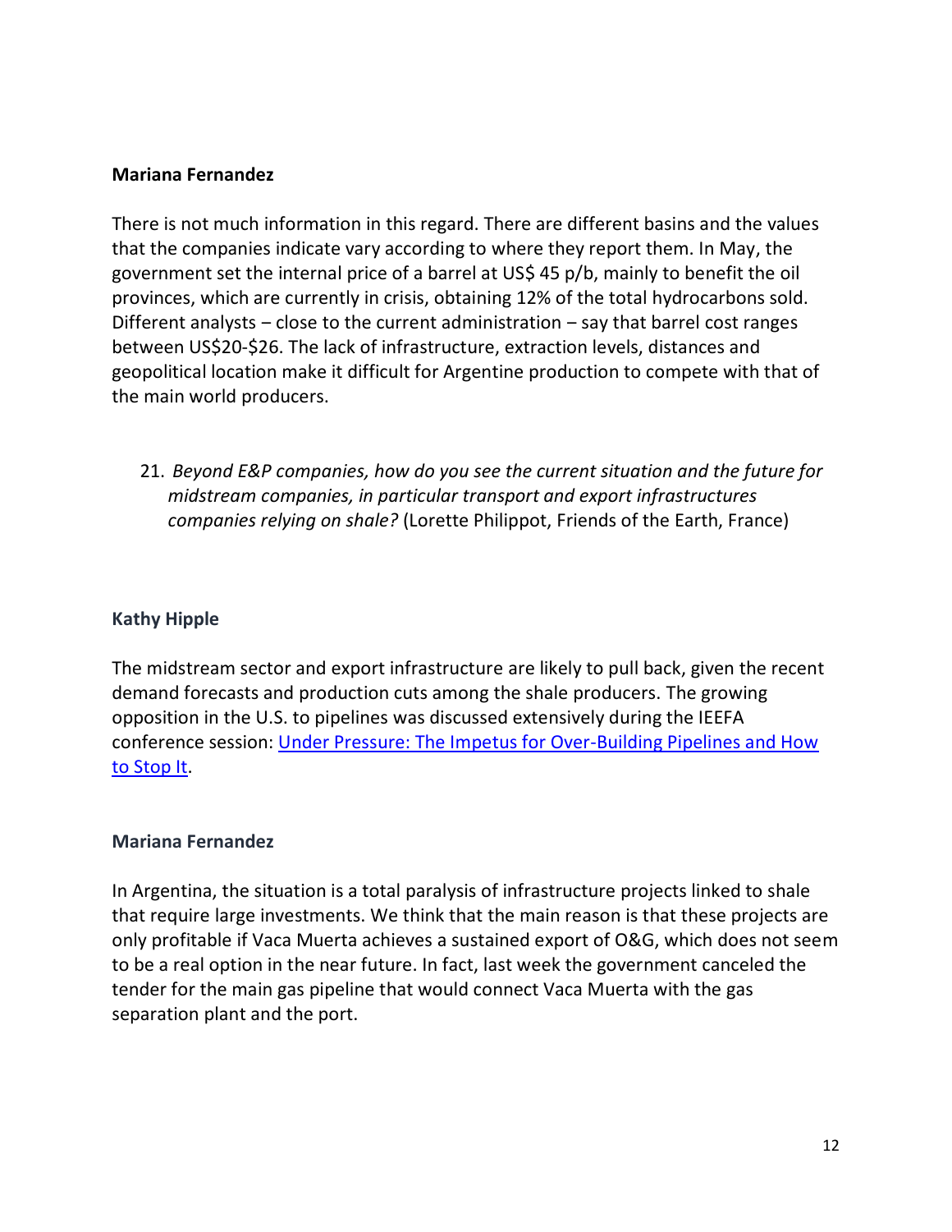**Mariana Fernandez**

There is not much information in this regard. There are different basins and the values that the companies indicate vary according to where they report them. In May, the government set the internal price of a barrel at US$ 45 p/b, mainly to benefit the oil provinces, which are currently in crisis, obtaining 12% of the total hydrocarbons sold. Different analysts – close to the current administration – say that barrel cost ranges between US$20-$26. The lack of infrastructure, extraction levels, distances and geopolitical location make it difficult for Argentine production to compete with that of the main world producers.

21. *Beyond E&P companies, how do you see the current situation and the future for midstream companies, in particular transport and export infrastructures companies relying on shale?* (Lorette Philippot, Friends of the Earth, France)

**Kathy Hipple**

The midstream sector and export infrastructure are likely to pull back, given the recent demand forecasts and production cuts among the shale producers. The growing opposition in the U.S. to pipelines was discussed extensively during the IEEFA conference session: [Under Pressure: The Impetus for Over-Building Pipelines and How to Stop It]().

**Mariana Fernandez**

In Argentina, the situation is a total paralysis of infrastructure projects linked to shale that require large investments. We think that the main reason is that these projects are only profitable if Vaca Muerta achieves a sustained export of O&G, which does not seem to be a real option in the near future. In fact, last week the government canceled the tender for the main gas pipeline that would connect Vaca Muerta with the gas separation plant and the port.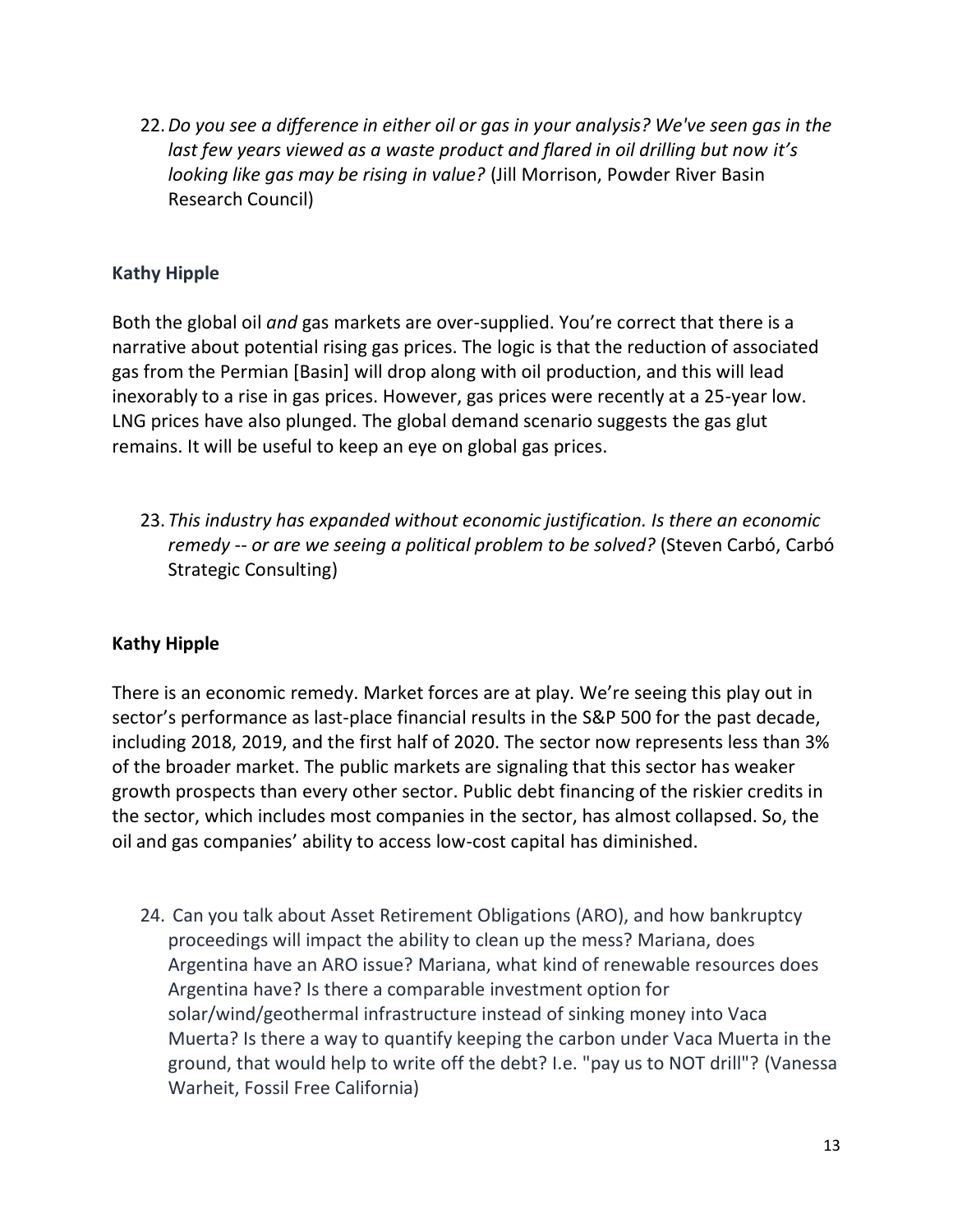22. *Do you see a difference in either oil or gas in your analysis? We've seen gas in the last few years viewed as a waste product and flared in oil drilling but now it's looking like gas may be rising in value?* (Jill Morrison, Powder River Basin Research Council)

### Kathy Hipple

Both the global oil *and* gas markets are over-supplied. You're correct that there is a narrative about potential rising gas prices. The logic is that the reduction of associated gas from the Permian [Basin] will drop along with oil production, and this will lead inexorably to a rise in gas prices. However, gas prices were recently at a 25-year low. LNG prices have also plunged. The global demand scenario suggests the gas glut remains. It will be useful to keep an eye on global gas prices.

23. *This industry has expanded without economic justification. Is there an economic remedy -- or are we seeing a political problem to be solved?* (Steven Carbó, Carbó Strategic Consulting)

### Kathy Hipple

There is an economic remedy. Market forces are at play. We're seeing this play out in sector's performance as last-place financial results in the S&P 500 for the past decade, including 2018, 2019, and the first half of 2020. The sector now represents less than 3% of the broader market. The public markets are signaling that this sector has weaker growth prospects than every other sector. Public debt financing of the riskier credits in the sector, which includes most companies in the sector, has almost collapsed. So, the oil and gas companies' ability to access low-cost capital has diminished.

24. Can you talk about Asset Retirement Obligations (ARO), and how bankruptcy proceedings will impact the ability to clean up the mess? Mariana, does Argentina have an ARO issue? Mariana, what kind of renewable resources does Argentina have? Is there a comparable investment option for solar/wind/geothermal infrastructure instead of sinking money into Vaca Muerta? Is there a way to quantify keeping the carbon under Vaca Muerta in the ground, that would help to write off the debt? I.e. "pay us to NOT drill"? (Vanessa Warheit, Fossil Free California)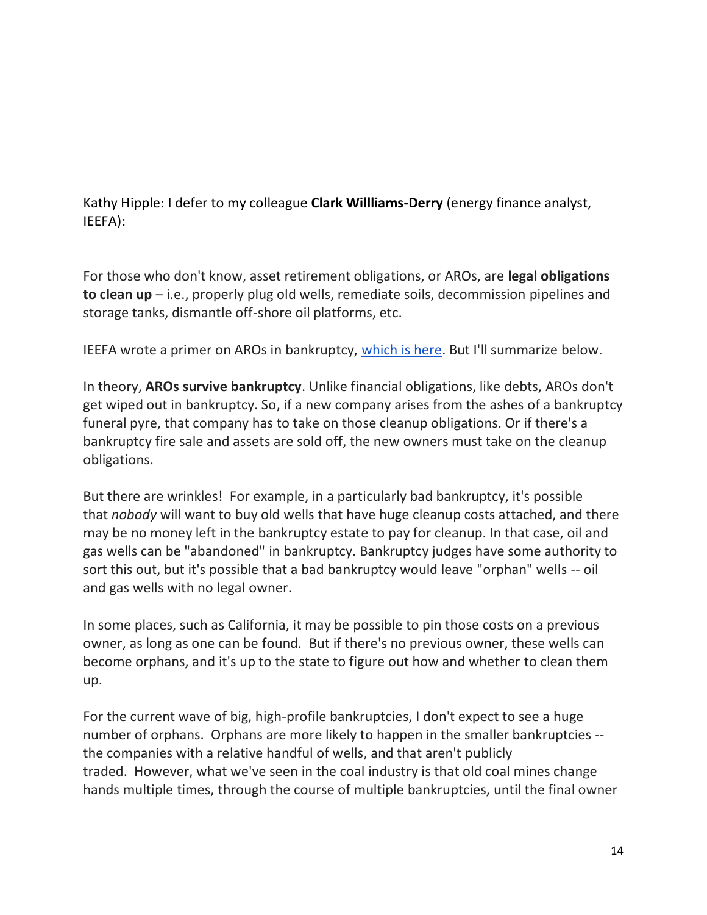Kathy Hipple: I defer to my colleague **Clark Willliams-Derry** (energy finance analyst, IEEFA):

For those who don't know, asset retirement obligations, or AROs, are **legal obligations to clean up** – i.e., properly plug old wells, remediate soils, decommission pipelines and storage tanks, dismantle off-shore oil platforms, etc.

IEEFA wrote a primer on AROs in bankruptcy, [which is here](). But I'll summarize below.

In theory, **AROs survive bankruptcy**. Unlike financial obligations, like debts, AROs don't get wiped out in bankruptcy. So, if a new company arises from the ashes of a bankruptcy funeral pyre, that company has to take on those cleanup obligations. Or if there's a bankruptcy fire sale and assets are sold off, the new owners must take on the cleanup obligations.

But there are wrinkles! For example, in a particularly bad bankruptcy, it's possible that *nobody* will want to buy old wells that have huge cleanup costs attached, and there may be no money left in the bankruptcy estate to pay for cleanup. In that case, oil and gas wells can be "abandoned" in bankruptcy. Bankruptcy judges have some authority to sort this out, but it's possible that a bad bankruptcy would leave "orphan" wells -- oil and gas wells with no legal owner.

In some places, such as California, it may be possible to pin those costs on a previous owner, as long as one can be found. But if there's no previous owner, these wells can become orphans, and it's up to the state to figure out how and whether to clean them up.

For the current wave of big, high-profile bankruptcies, I don't expect to see a huge number of orphans. Orphans are more likely to happen in the smaller bankruptcies -- the companies with a relative handful of wells, and that aren't publicly traded. However, what we've seen in the coal industry is that old coal mines change hands multiple times, through the course of multiple bankruptcies, until the final owner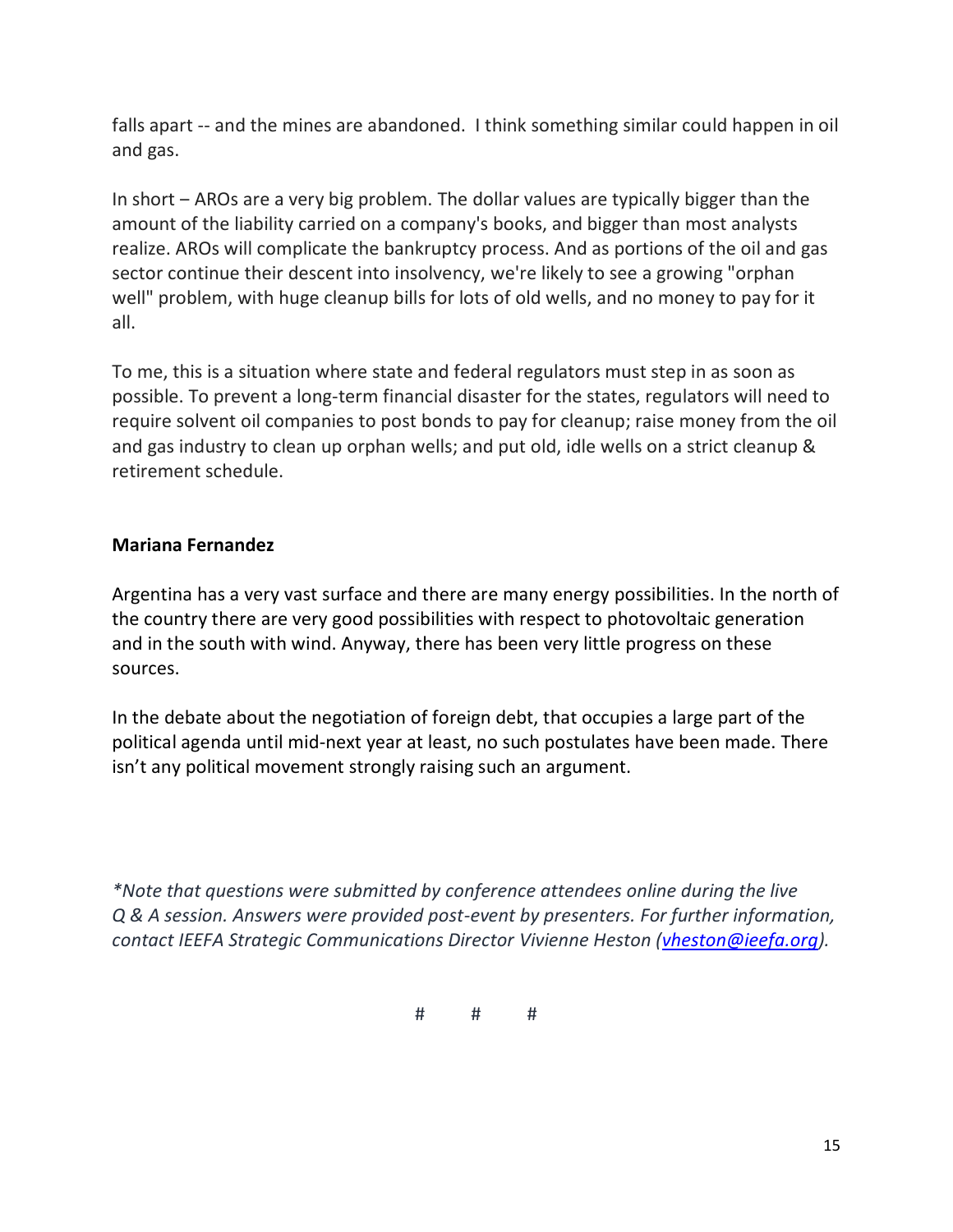falls apart -- and the mines are abandoned. I think something similar could happen in oil and gas.

In short – AROs are a very big problem. The dollar values are typically bigger than the amount of the liability carried on a company's books, and bigger than most analysts realize. AROs will complicate the bankruptcy process. And as portions of the oil and gas sector continue their descent into insolvency, we're likely to see a growing "orphan well" problem, with huge cleanup bills for lots of old wells, and no money to pay for it all.

To me, this is a situation where state and federal regulators must step in as soon as possible. To prevent a long-term financial disaster for the states, regulators will need to require solvent oil companies to post bonds to pay for cleanup; raise money from the oil and gas industry to clean up orphan wells; and put old, idle wells on a strict cleanup & retirement schedule.

**Mariana Fernandez**

Argentina has a very vast surface and there are many energy possibilities. In the north of the country there are very good possibilities with respect to photovoltaic generation and in the south with wind. Anyway, there has been very little progress on these sources.

In the debate about the negotiation of foreign debt, that occupies a large part of the political agenda until mid-next year at least, no such postulates have been made. There isn't any political movement strongly raising such an argument.

*\*Note that questions were submitted by conference attendees online during the live Q & A session. Answers were provided post-event by presenters. For further information, contact IEEFA Strategic Communications Director Vivienne Heston ([vheston@ieefa.org](mailto:vheston@ieefa.org)).*

# # #